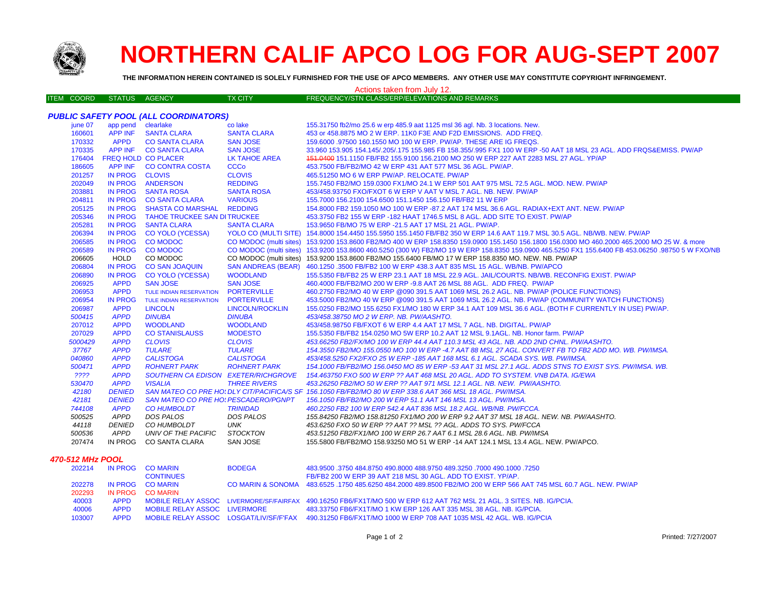# NORTHERN CALIF APCO LOG FOR AUG-SEPT 2007

**THE INFORMATION HEREIN CONTAINED IS SOLELY FURNISHED FOR THE USE OF APCO MEMBERS. ANY OTHER USE MAY CONSTITUTE COPYRIGHT INFRINGEMENT.**

Actions taken from July 12.

| ITEM COORD | STATUS | AGENCY | TX CITY | FREQUENCY/STN CLASS/ERP/ELEVATIONS AND REMARKS |
|---|---|---|---|---|
| ***PUBLIC SAFETY POOL (ALL COORDINATORS)*** | | | | |
| june 07 | app pend | clearlake | co lake | 155.31750 fb2/mo 25.6 w erp 485.9 aat 1125 msl 36 agl. Nb. 3 locations. New. |
| 160601 | APP INF | SANTA CLARA | SANTA CLARA | 453 or 458.8875 MO 2 W ERP. 11K0 F3E AND F2D EMISSIONS. ADD FREQ. |
| 170332 | APPD | CO SANTA CLARA | SAN JOSE | 159.6000 .97500 160.1550 MO 100 W ERP. PW/AP. THESE ARE IG FREQS. |
| 170335 | APP INF | CO SANTA CLARA | SAN JOSE | 33.960 153.905 154.145/.205/.175 155.985 FB 158.355/.995 FX1 100 W ERP -50 AAT 18 MSL 23 AGL. ADD FRQS&EMISS. PW/AP |
| 176404 | FREQ HOLD | CO PLACER | LK TAHOE AREA | ~~151.0400~~ 151.1150 FB/FB2 155.9100 156.2100 MO 250 W ERP 227 AAT 2283 MSL 27 AGL. YP/AP |
| 186605 | APP INF | CO CONTRA COSTA | CCCo | 453.7500 FB/FB2/MO 42 W ERP 431 AAT 577 MSL 36 AGL. PW/AP. |
| 201257 | IN PROG | CLOVIS | CLOVIS | 465.51250 MO 6 W ERP PW/AP. RELOCATE. PW/AP |
| 202049 | IN PROG | ANDERSON | REDDING | 155.7450 FB2/MO 159.0300 FX1/MO 24.1 W ERP 501 AAT 975 MSL 72.5 AGL. MOD. NEW. PW/AP |
| 203881 | IN PROG | SANTA ROSA | SANTA ROSA | 453/458.93750 FXO/FXOT 6 W ERP V AAT V MSL 7 AGL. NB. NEW. PW/AP |
| 204811 | IN PROG | CO SANTA CLARA | VARIOUS | 155.7000 156.2100 154.6500 151.1450 156.150 FB/FB2 11 W ERP |
| 205125 | IN PROG | SHASTA CO MARSHAL | REDDING | 154.8000 FB2 159.1050 MO 100 W ERP -87.2 AAT 174 MSL 36.6 AGL. RADIAX+EXT ANT. NEW. PW/AP |
| 205346 | IN PROG | TAHOE TRUCKEE SAN DI | TRUCKEE | 453.3750 FB2 155 W ERP -182 HAAT 1746.5 MSL 8 AGL. ADD SITE TO EXIST. PW/AP |
| 205281 | IN PROG | SANTA CLARA | SANTA CLARA | 153.9650 FB/MO 75 W ERP -21.5 AAT 17 MSL 21 AGL. PW/AP. |
| 206394 | IN PROG | CO YOLO (YCESSA) | YOLO CO (MULTI SITE) | 154.8000 154.4450 155.5950 155.1450 FB/FB2 350 W ERP 14.6 AAT 119.7 MSL 30.5 AGL. NB/WB. NEW. PW/AP |
| 206585 | IN PROG | CO MODOC | CO MODOC (multi sites) | 153.9200 153.8600 FB2/MO 400 W ERP 158.8350 159.0900 155.1450 156.1800 156.0300 MO 460.2000 465.2000 MO 25 W. & more |
| 206589 | IN PROG | CO MODOC | CO MODOC (multi sites) | 153.9200 153.8600 460.5250 (300 W) FB2/MO 19 W ERP 158.8350 159.0900 465.5250 FX1 155.6400 FB 453.06250 .98750 5 W FXO/NB |
| 206605 | HOLD | CO MODOC | CO MODOC (multi sites) | 153.9200 153.8600 FB2/MO 155.6400 FB/MO 17 W ERP 158.8350 MO. NEW. NB. PW/AP |
| 206804 | IN PROG | CO SAN JOAQUIN | SAN ANDREAS (BEAR) | 460.1250 .3500 FB/FB2 100 W ERP 438.3 AAT 835 MSL 15 AGL. WB/NB. PW/APCO |
| 206890 | IN PROG | CO YOLO (YCESSA) | WOODLAND | 155.5350 FB/FB2 25 W ERP 23.1 AAT 18 MSL 22.9 AGL. JAIL/COURTS. NB/WB. RECONFIG EXIST. PW/AP |
| 206925 | APPD | SAN JOSE | SAN JOSE | 460.4000 FB/FB2/MO 200 W ERP -9.8 AAT 26 MSL 88 AGL. ADD FREQ. PW/AP |
| 206953 | APPD | TULE INDIAN RESERVATION | PORTERVILLE | 460.2750 FB2/MO 40 W ERP @090 391.5 AAT 1069 MSL 26.2 AGL. NB. PW/AP (POLICE FUNCTIONS) |
| 206954 | IN PROG | TULE INDIAN RESERVATION | PORTERVILLE | 453.5000 FB2/MO 40 W ERP @090 391.5 AAT 1069 MSL 26.2 AGL. NB. PW/AP (COMMUNITY WATCH FUNCTIONS) |
| 206987 | APPD | LINCOLN | LINCOLN/ROCKLIN | 155.0250 FB2/MO 155.6250 FX1/MO 180 W ERP 34.1 AAT 109 MSL 36.6 AGL. (BOTH F CURRENTLY IN USE) PW/AP. |
| *500415* | *APPD* | *DINUBA* | *DINUBA* | *453/458.38750 MO 2 W ERP. NB. PW/AASHTO.* |
| 207012 | APPD | WOODLAND | WOODLAND | 453/458.98750 FB/FXOT 6 W ERP 4.4 AAT 17 MSL 7 AGL. NB. DIGITAL. PW/AP |
| 207029 | APPD | CO STANISLAUSS | MODESTO | 155.5350 FB/FB2 154.0250 MO 5W ERP 10.2 AAT 12 MSL 9.1AGL. NB. Honor farm. PW/AP |
| *5000429* | *APPD* | *CLOVIS* | *CLOVIS* | *453.66250 FB2/FX/MO 100 W ERP 44.4 AAT 110.3 MSL 43 AGL. NB. ADD 2ND CHNL. PW/AASHTO.* |
| *37767* | *APPD* | *TULARE* | *TULARE* | *154.3550 FB2/MO 155.0550 MO 100 W ERP -4.7 AAT 88 MSL 27 AGL. CONVERT FB TO FB2 ADD MO. WB. PW/IMSA.* |
| *040860* | *APPD* | *CALISTOGA* | *CALISTOGA* | *453/458.5250 FX2/FXO 25 W ERP -185 AAT 168 MSL 6.1 AGL. SCADA SYS. WB. PW/IMSA.* |
| *500471* | *APPD* | *ROHNERT PARK* | *ROHNERT PARK* | *154.1000 FB/FB2/MO 156.0450 MO 85 W ERP -53 AAT 31 MSL 27.1 AGL. ADDS STNS TO EXIST SYS. PW/IMSA. WB.* |
| *????* | *APPD* | *SOUTHERN CA EDISON* | *EXETER/RICHGROVE* | *154.463750 FXO 500 W ERP ?? AAT 468 MSL 20 AGL. ADD TO SYSTEM. VNB DATA. IG/EWA* |
| *530470* | *APPD* | *VISALIA* | *THREE RIVERS* | *453.26250 FB2/MO 50 W ERP ?? AAT 971 MSL 12.1 AGL. NB. NEW. PW/AASHTO.* |
| *42180* | *DENIED* | *SAN MATEO CO PRE HO:* | *DLY CIT/PACIFICA/S SF* | *156.1050 FB/FB2/MO 80 W ERP 338.6 AAT 366 MSL 18 AGL. PW/IMSA.* |
| *42181* | *DENIED* | *SAN MATEO CO PRE HO:* | *PESCADERO/PGNPT* | *156.1050 FB/FB2/MO 200 W ERP 51.1 AAT 146 MSL 13 AGL. PW/IMSA.* |
| *744108* | *APPD* | *CO HUMBOLDT* | *TRINIDAD* | *460.2250 FB2 100 W ERP 542.4 AAT 836 MSL 18.2 AGL. WB/NB. PW/FCCA.* |
| *500525* | *APPD* | *DOS PALOS* | *DOS PALOS* | *155.84250 FB2/MO 158.81250 FX1/MO 200 W ERP 9.2 AAT 37 MSL 18 AGL. NEW. NB. PW/AASHTO.* |
| *44118* | *DENIED* | *CO HUMBOLDT* | *UNK* | *453.6250 FXO 50 W ERP ?? AAT ?? MSL ?? AGL. ADDS TO SYS. PW/FCCA* |
| *500536* | *APPD* | *UNIV OF THE PACIFIC* | *STOCKTON* | *453.51250 FB2/FX1/MO 100 W ERP 26.7 AAT 6.1 MSL 28.6 AGL. NB. PW/IMSA* |
| 207474 | IN PROG | CO SANTA CLARA | SAN JOSE | 155.5800 FB/FB2/MO 158.93250 MO 51 W ERP -14 AAT 124.1 MSL 13.4 AGL. NEW. PW/APCO. |
| ***470-512 MHz POOL*** | | | | |
| 202214 | IN PROG | CO MARIN | BODEGA | 483.9500 .3750 484.8750 490.8000 488.9750 489.3250 .7000 490.1000 .7250 |
| | | CONTINUES | | FB/FB2 200 W ERP 39 AAT 218 MSL 30 AGL. ADD TO EXIST. YP/AP. |
| 202278 | IN PROG | CO MARIN | CO MARIN & SONOMA | 483.6525 .1750 485.6250 484.2000 489.8500 FB2/MO 200 W ERP 566 AAT 745 MSL 60.7 AGL. NEW. PW/AP |
| 202293 | IN PROG | CO MARIN | | |
| 40003 | APPD | MOBILE RELAY ASSOC | LIVERMORE/SF/FAIRFAX | 490.16250 FB6/FX1T/MO 500 W ERP 612 AAT 762 MSL 21 AGL. 3 SITES. NB. IG/PCIA. |
| 40006 | APPD | MOBILE RELAY ASSOC | LIVERMORE | 483.33750 FB6/FX1T/MO 1 KW ERP 126 AAT 335 MSL 38 AGL. NB. IG/PCIA. |
| 103007 | APPD | MOBILE RELAY ASSOC | LOSGAT/LIV/SF/F'FAX | 490.31250 FB6/FX1T/MO 1000 W ERP 708 AAT 1035 MSL 42 AGL. WB. IG/PCIA |

Printed: 7/27/2007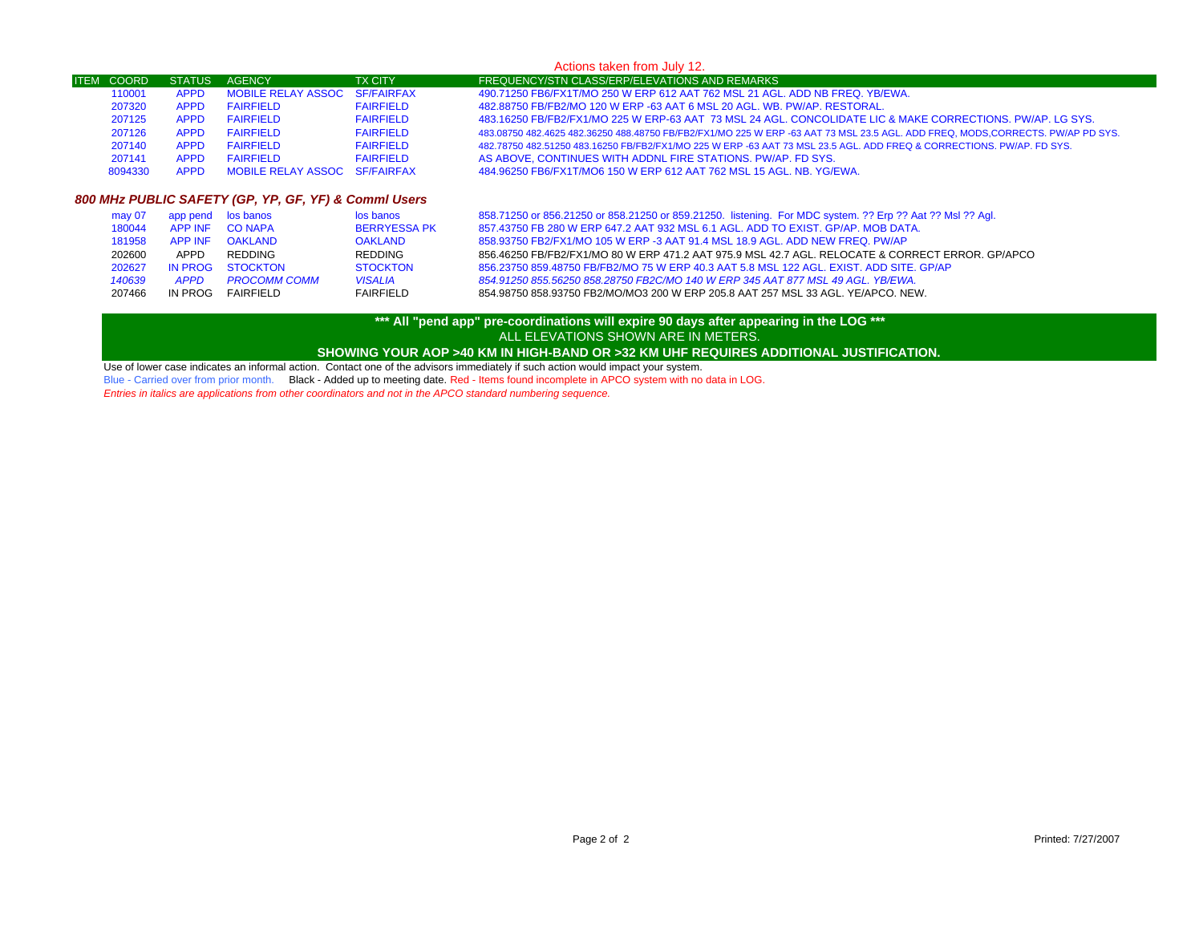Actions taken from July 12.

| ITEM | COORD | STATUS | AGENCY | TX CITY | FREQUENCY/STN CLASS/ERP/ELEVATIONS AND REMARKS |
|---|---|---|---|---|---|
| | 110001 | APPD | MOBILE RELAY ASSOC | SF/FAIRFAX | 490.71250 FB6/FX1T/MO 250 W ERP 612 AAT 762 MSL 21 AGL. ADD NB FREQ. YB/EWA. |
| | 207320 | APPD | FAIRFIELD | FAIRFIELD | 482.88750 FB/FB2/MO 120 W ERP -63 AAT 6 MSL 20 AGL. WB. PW/AP. RESTORAL. |
| | 207125 | APPD | FAIRFIELD | FAIRFIELD | 483.16250 FB/FB2/FX1/MO 225 W ERP-63 AAT 73 MSL 24 AGL. CONCOLIDATE LIC & MAKE CORRECTIONS. PW/AP. LG SYS. |
| | 207126 | APPD | FAIRFIELD | FAIRFIELD | 483.08750 482.4625 482.36250 488.48750 FB/FB2/FX1/MO 225 W ERP -63 AAT 73 MSL 23.5 AGL. ADD FREQ, MODS,CORRECTS. PW/AP PD SYS. |
| | 207140 | APPD | FAIRFIELD | FAIRFIELD | 482.78750 482.51250 483.16250 FB/FB2/FX1/MO 225 W ERP -63 AAT 73 MSL 23.5 AGL. ADD FREQ & CORRECTIONS. PW/AP. FD SYS. |
| | 207141 | APPD | FAIRFIELD | FAIRFIELD | AS ABOVE, CONTINUES WITH ADDNL FIRE STATIONS. PW/AP. FD SYS. |
| | 8094330 | APPD | MOBILE RELAY ASSOC | SF/FAIRFAX | 484.96250 FB6/FX1T/MO6 150 W ERP 612 AAT 762 MSL 15 AGL. NB. YG/EWA. |

***800 MHz PUBLIC SAFETY (GP, YP, GF, YF) & Comml Users***

| | | | | | |
|---|---|---|---|---|---|
| | may 07 | app pend | los banos | los banos | 858.71250 or 856.21250 or 858.21250 or 859.21250. listening. For MDC system. ?? Erp ?? Aat ?? Msl ?? Agl. |
| | 180044 | APP INF | CO NAPA | BERRYESSA PK | 857.43750 FB 280 W ERP 647.2 AAT 932 MSL 6.1 AGL. ADD TO EXIST. GP/AP. MOB DATA. |
| | 181958 | APP INF | OAKLAND | OAKLAND | 858.93750 FB2/FX1/MO 105 W ERP -3 AAT 91.4 MSL 18.9 AGL. ADD NEW FREQ. PW/AP |
| | 202600 | APPD | REDDING | REDDING | 856.46250 FB/FB2/FX1/MO 80 W ERP 471.2 AAT 975.9 MSL 42.7 AGL. RELOCATE & CORRECT ERROR. GP/APCO |
| | 202627 | IN PROG | STOCKTON | STOCKTON | 856.23750 859.48750 FB/FB2/MO 75 W ERP 40.3 AAT 5.8 MSL 122 AGL. EXIST. ADD SITE. GP/AP |
| | *140639* | *APPD* | *PROCOMM COMM* | *VISALIA* | *854.91250 855.56250 858.28750 FB2C/MO 140 W ERP 345 AAT 877 MSL 49 AGL. YB/EWA.* |
| | 207466 | IN PROG | FAIRFIELD | FAIRFIELD | 854.98750 858.93750 FB2/MO/MO3 200 W ERP 205.8 AAT 257 MSL 33 AGL. YE/APCO. NEW. |

**\*\*\* All "pend app" pre-coordinations will expire 90 days after appearing in the LOG \*\*\***

ALL ELEVATIONS SHOWN ARE IN METERS.

**SHOWING YOUR AOP >40 KM IN HIGH-BAND OR >32 KM UHF REQUIRES ADDITIONAL JUSTIFICATION.**

Use of lower case indicates an informal action. Contact one of the advisors immediately if such action would impact your system.

Blue - Carried over from prior month. Black - Added up to meeting date. Red - Items found incomplete in APCO system with no data in LOG.

*Entries in italics are applications from other coordinators and not in the APCO standard numbering sequence.*

Printed: 7/27/2007